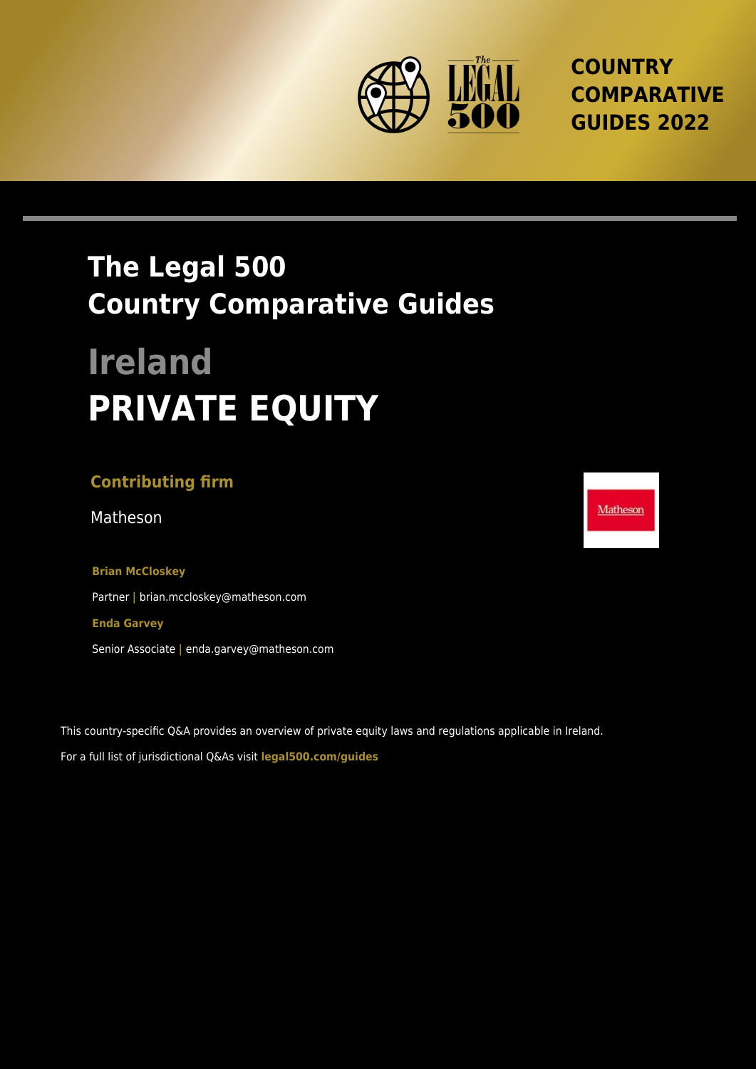# COUNTRY COMPARATIVE GUIDES 2022

## The Legal 500 Country Comparative Guides

# Ireland

# PRIVATE EQUITY

**Contributing firm**

Matheson

**Brian McCloskey**

Partner | brian.mccloskey@matheson.com

**Enda Garvey**

Senior Associate | enda.garvey@matheson.com

This country-specific Q&A provides an overview of private equity laws and regulations applicable in Ireland.

For a full list of jurisdictional Q&As visit **legal500.com/guides**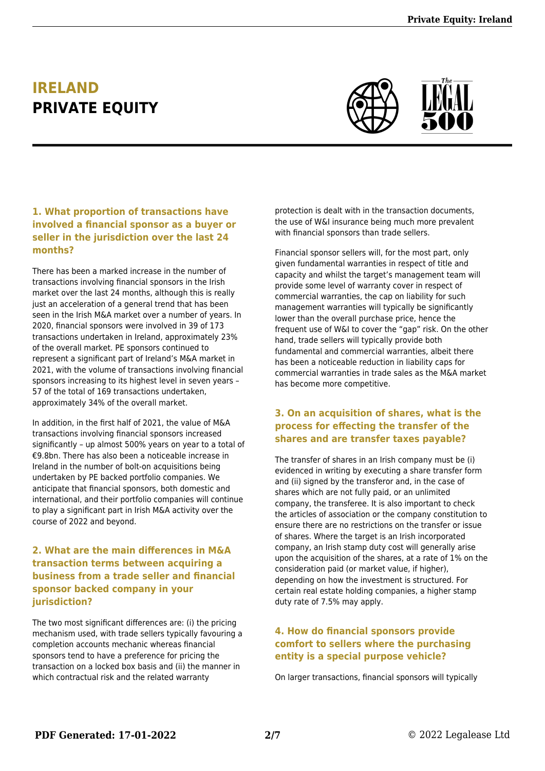# IRELAND
# PRIVATE EQUITY

### 1. What proportion of transactions have involved a financial sponsor as a buyer or seller in the jurisdiction over the last 24 months?

There has been a marked increase in the number of transactions involving financial sponsors in the Irish market over the last 24 months, although this is really just an acceleration of a general trend that has been seen in the Irish M&A market over a number of years. In 2020, financial sponsors were involved in 39 of 173 transactions undertaken in Ireland, approximately 23% of the overall market. PE sponsors continued to represent a significant part of Ireland's M&A market in 2021, with the volume of transactions involving financial sponsors increasing to its highest level in seven years – 57 of the total of 169 transactions undertaken, approximately 34% of the overall market.

In addition, in the first half of 2021, the value of M&A transactions involving financial sponsors increased significantly – up almost 500% years on year to a total of €9.8bn. There has also been a noticeable increase in Ireland in the number of bolt-on acquisitions being undertaken by PE backed portfolio companies. We anticipate that financial sponsors, both domestic and international, and their portfolio companies will continue to play a significant part in Irish M&A activity over the course of 2022 and beyond.

### 2. What are the main differences in M&A transaction terms between acquiring a business from a trade seller and financial sponsor backed company in your jurisdiction?

The two most significant differences are: (i) the pricing mechanism used, with trade sellers typically favouring a completion accounts mechanic whereas financial sponsors tend to have a preference for pricing the transaction on a locked box basis and (ii) the manner in which contractual risk and the related warranty protection is dealt with in the transaction documents, the use of W&I insurance being much more prevalent with financial sponsors than trade sellers.

Financial sponsor sellers will, for the most part, only given fundamental warranties in respect of title and capacity and whilst the target's management team will provide some level of warranty cover in respect of commercial warranties, the cap on liability for such management warranties will typically be significantly lower than the overall purchase price, hence the frequent use of W&I to cover the "gap" risk. On the other hand, trade sellers will typically provide both fundamental and commercial warranties, albeit there has been a noticeable reduction in liability caps for commercial warranties in trade sales as the M&A market has become more competitive.

### 3. On an acquisition of shares, what is the process for effecting the transfer of the shares and are transfer taxes payable?

The transfer of shares in an Irish company must be (i) evidenced in writing by executing a share transfer form and (ii) signed by the transferor and, in the case of shares which are not fully paid, or an unlimited company, the transferee. It is also important to check the articles of association or the company constitution to ensure there are no restrictions on the transfer or issue of shares. Where the target is an Irish incorporated company, an Irish stamp duty cost will generally arise upon the acquisition of the shares, at a rate of 1% on the consideration paid (or market value, if higher), depending on how the investment is structured. For certain real estate holding companies, a higher stamp duty rate of 7.5% may apply.

### 4. How do financial sponsors provide comfort to sellers where the purchasing entity is a special purpose vehicle?

On larger transactions, financial sponsors will typically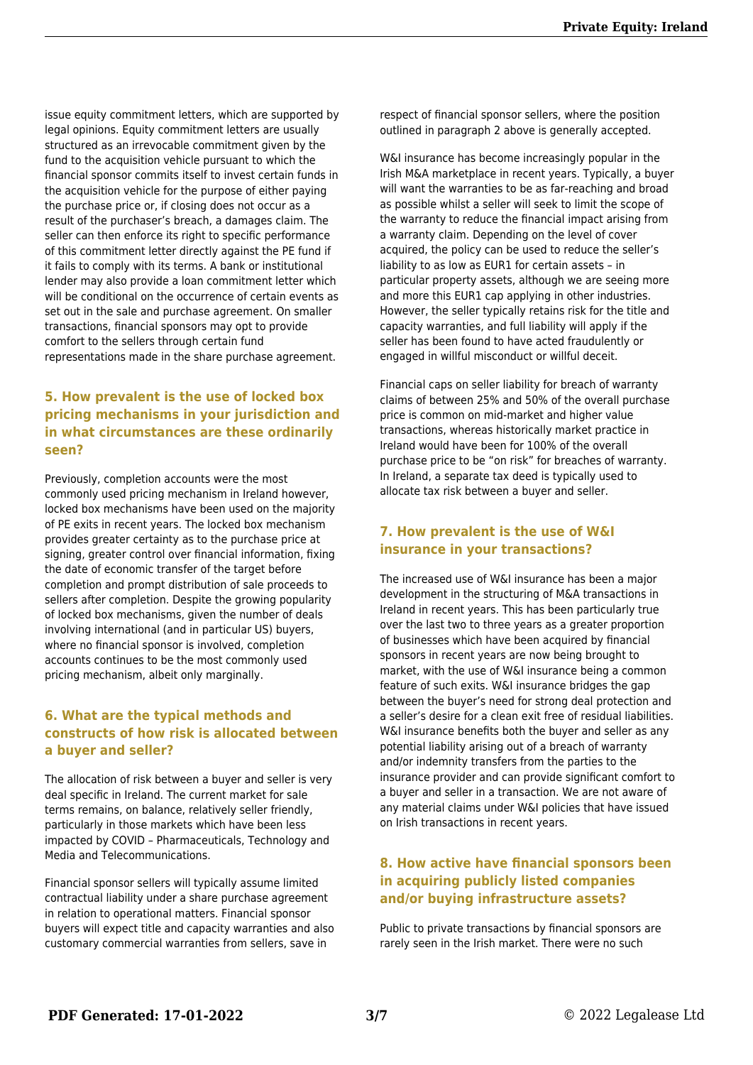issue equity commitment letters, which are supported by legal opinions. Equity commitment letters are usually structured as an irrevocable commitment given by the fund to the acquisition vehicle pursuant to which the financial sponsor commits itself to invest certain funds in the acquisition vehicle for the purpose of either paying the purchase price or, if closing does not occur as a result of the purchaser's breach, a damages claim. The seller can then enforce its right to specific performance of this commitment letter directly against the PE fund if it fails to comply with its terms. A bank or institutional lender may also provide a loan commitment letter which will be conditional on the occurrence of certain events as set out in the sale and purchase agreement. On smaller transactions, financial sponsors may opt to provide comfort to the sellers through certain fund representations made in the share purchase agreement.

### 5. How prevalent is the use of locked box pricing mechanisms in your jurisdiction and in what circumstances are these ordinarily seen?

Previously, completion accounts were the most commonly used pricing mechanism in Ireland however, locked box mechanisms have been used on the majority of PE exits in recent years. The locked box mechanism provides greater certainty as to the purchase price at signing, greater control over financial information, fixing the date of economic transfer of the target before completion and prompt distribution of sale proceeds to sellers after completion. Despite the growing popularity of locked box mechanisms, given the number of deals involving international (and in particular US) buyers, where no financial sponsor is involved, completion accounts continues to be the most commonly used pricing mechanism, albeit only marginally.

### 6. What are the typical methods and constructs of how risk is allocated between a buyer and seller?

The allocation of risk between a buyer and seller is very deal specific in Ireland. The current market for sale terms remains, on balance, relatively seller friendly, particularly in those markets which have been less impacted by COVID – Pharmaceuticals, Technology and Media and Telecommunications.

Financial sponsor sellers will typically assume limited contractual liability under a share purchase agreement in relation to operational matters. Financial sponsor buyers will expect title and capacity warranties and also customary commercial warranties from sellers, save in respect of financial sponsor sellers, where the position outlined in paragraph 2 above is generally accepted.

W&I insurance has become increasingly popular in the Irish M&A marketplace in recent years. Typically, a buyer will want the warranties to be as far-reaching and broad as possible whilst a seller will seek to limit the scope of the warranty to reduce the financial impact arising from a warranty claim. Depending on the level of cover acquired, the policy can be used to reduce the seller's liability to as low as EUR1 for certain assets – in particular property assets, although we are seeing more and more this EUR1 cap applying in other industries. However, the seller typically retains risk for the title and capacity warranties, and full liability will apply if the seller has been found to have acted fraudulently or engaged in willful misconduct or willful deceit.

Financial caps on seller liability for breach of warranty claims of between 25% and 50% of the overall purchase price is common on mid-market and higher value transactions, whereas historically market practice in Ireland would have been for 100% of the overall purchase price to be "on risk" for breaches of warranty. In Ireland, a separate tax deed is typically used to allocate tax risk between a buyer and seller.

### 7. How prevalent is the use of W&I insurance in your transactions?

The increased use of W&I insurance has been a major development in the structuring of M&A transactions in Ireland in recent years. This has been particularly true over the last two to three years as a greater proportion of businesses which have been acquired by financial sponsors in recent years are now being brought to market, with the use of W&I insurance being a common feature of such exits. W&I insurance bridges the gap between the buyer's need for strong deal protection and a seller's desire for a clean exit free of residual liabilities. W&I insurance benefits both the buyer and seller as any potential liability arising out of a breach of warranty and/or indemnity transfers from the parties to the insurance provider and can provide significant comfort to a buyer and seller in a transaction. We are not aware of any material claims under W&I policies that have issued on Irish transactions in recent years.

### 8. How active have financial sponsors been in acquiring publicly listed companies and/or buying infrastructure assets?

Public to private transactions by financial sponsors are rarely seen in the Irish market. There were no such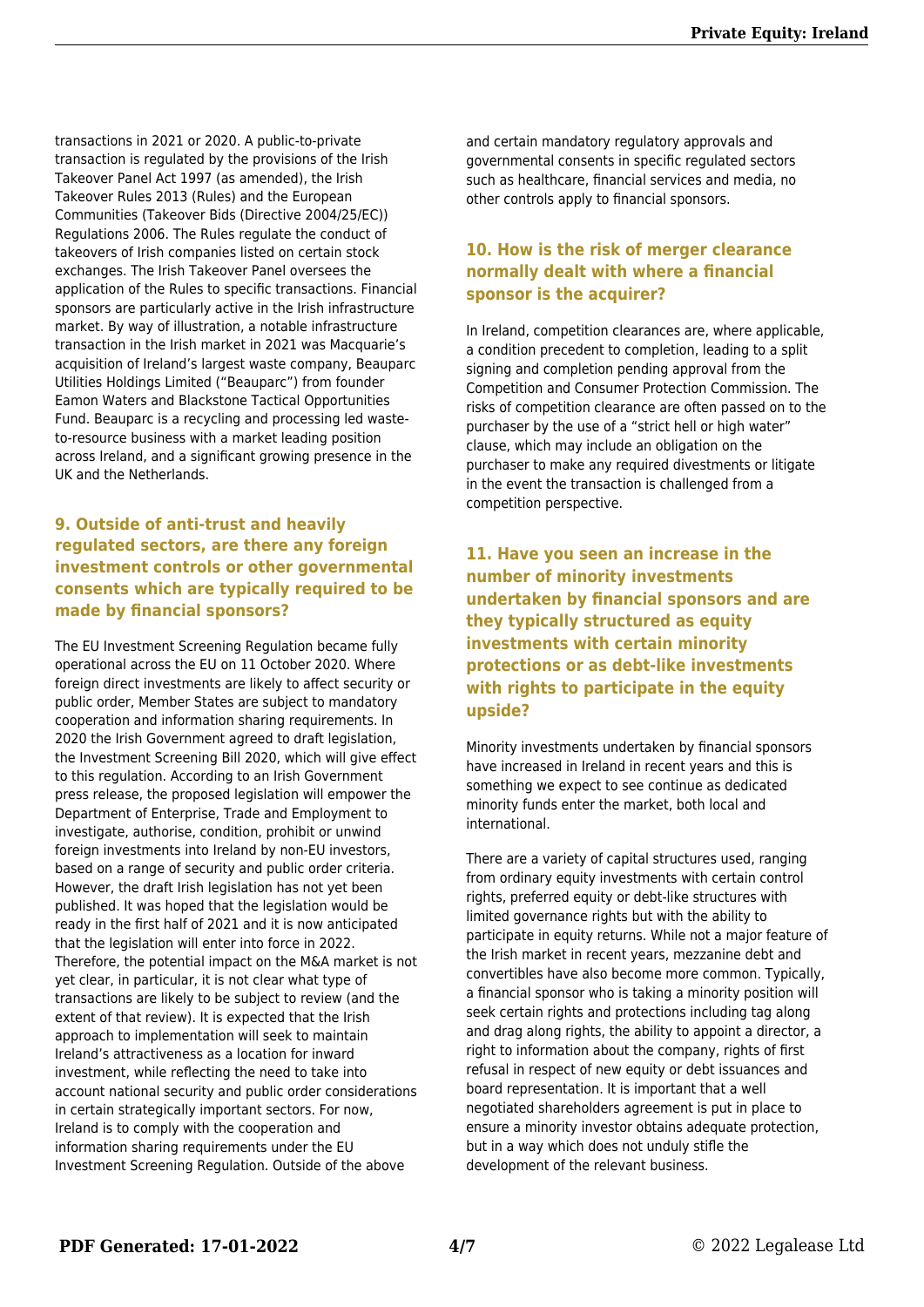transactions in 2021 or 2020. A public-to-private transaction is regulated by the provisions of the Irish Takeover Panel Act 1997 (as amended), the Irish Takeover Rules 2013 (Rules) and the European Communities (Takeover Bids (Directive 2004/25/EC)) Regulations 2006. The Rules regulate the conduct of takeovers of Irish companies listed on certain stock exchanges. The Irish Takeover Panel oversees the application of the Rules to specific transactions. Financial sponsors are particularly active in the Irish infrastructure market. By way of illustration, a notable infrastructure transaction in the Irish market in 2021 was Macquarie's acquisition of Ireland's largest waste company, Beauparc Utilities Holdings Limited ("Beauparc") from founder Eamon Waters and Blackstone Tactical Opportunities Fund. Beauparc is a recycling and processing led waste-to-resource business with a market leading position across Ireland, and a significant growing presence in the UK and the Netherlands.

## 9. Outside of anti-trust and heavily regulated sectors, are there any foreign investment controls or other governmental consents which are typically required to be made by financial sponsors?

The EU Investment Screening Regulation became fully operational across the EU on 11 October 2020. Where foreign direct investments are likely to affect security or public order, Member States are subject to mandatory cooperation and information sharing requirements. In 2020 the Irish Government agreed to draft legislation, the Investment Screening Bill 2020, which will give effect to this regulation. According to an Irish Government press release, the proposed legislation will empower the Department of Enterprise, Trade and Employment to investigate, authorise, condition, prohibit or unwind foreign investments into Ireland by non-EU investors, based on a range of security and public order criteria. However, the draft Irish legislation has not yet been published. It was hoped that the legislation would be ready in the first half of 2021 and it is now anticipated that the legislation will enter into force in 2022. Therefore, the potential impact on the M&A market is not yet clear, in particular, it is not clear what type of transactions are likely to be subject to review (and the extent of that review). It is expected that the Irish approach to implementation will seek to maintain Ireland's attractiveness as a location for inward investment, while reflecting the need to take into account national security and public order considerations in certain strategically important sectors. For now, Ireland is to comply with the cooperation and information sharing requirements under the EU Investment Screening Regulation. Outside of the above and certain mandatory regulatory approvals and governmental consents in specific regulated sectors such as healthcare, financial services and media, no other controls apply to financial sponsors.

## 10. How is the risk of merger clearance normally dealt with where a financial sponsor is the acquirer?

In Ireland, competition clearances are, where applicable, a condition precedent to completion, leading to a split signing and completion pending approval from the Competition and Consumer Protection Commission. The risks of competition clearance are often passed on to the purchaser by the use of a "strict hell or high water" clause, which may include an obligation on the purchaser to make any required divestments or litigate in the event the transaction is challenged from a competition perspective.

## 11. Have you seen an increase in the number of minority investments undertaken by financial sponsors and are they typically structured as equity investments with certain minority protections or as debt-like investments with rights to participate in the equity upside?

Minority investments undertaken by financial sponsors have increased in Ireland in recent years and this is something we expect to see continue as dedicated minority funds enter the market, both local and international.

There are a variety of capital structures used, ranging from ordinary equity investments with certain control rights, preferred equity or debt-like structures with limited governance rights but with the ability to participate in equity returns. While not a major feature of the Irish market in recent years, mezzanine debt and convertibles have also become more common. Typically, a financial sponsor who is taking a minority position will seek certain rights and protections including tag along and drag along rights, the ability to appoint a director, a right to information about the company, rights of first refusal in respect of new equity or debt issuances and board representation. It is important that a well negotiated shareholders agreement is put in place to ensure a minority investor obtains adequate protection, but in a way which does not unduly stifle the development of the relevant business.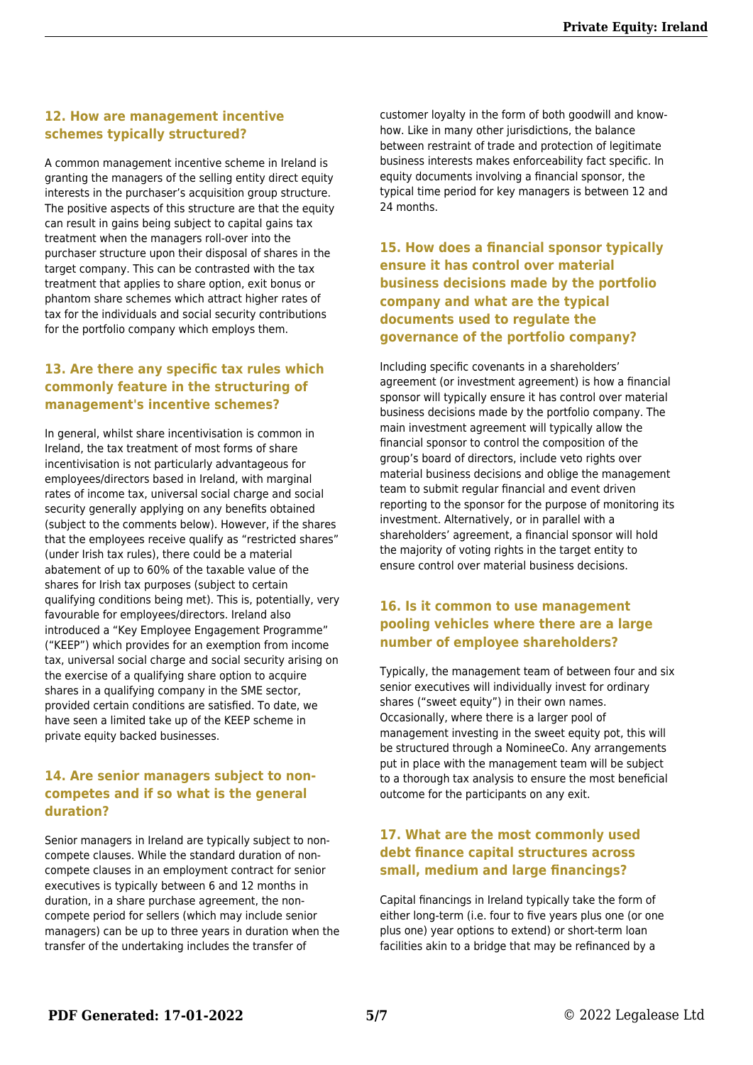### 12. How are management incentive schemes typically structured?

A common management incentive scheme in Ireland is granting the managers of the selling entity direct equity interests in the purchaser's acquisition group structure. The positive aspects of this structure are that the equity can result in gains being subject to capital gains tax treatment when the managers roll-over into the purchaser structure upon their disposal of shares in the target company. This can be contrasted with the tax treatment that applies to share option, exit bonus or phantom share schemes which attract higher rates of tax for the individuals and social security contributions for the portfolio company which employs them.

### 13. Are there any specific tax rules which commonly feature in the structuring of management's incentive schemes?

In general, whilst share incentivisation is common in Ireland, the tax treatment of most forms of share incentivisation is not particularly advantageous for employees/directors based in Ireland, with marginal rates of income tax, universal social charge and social security generally applying on any benefits obtained (subject to the comments below). However, if the shares that the employees receive qualify as "restricted shares" (under Irish tax rules), there could be a material abatement of up to 60% of the taxable value of the shares for Irish tax purposes (subject to certain qualifying conditions being met). This is, potentially, very favourable for employees/directors. Ireland also introduced a "Key Employee Engagement Programme" ("KEEP") which provides for an exemption from income tax, universal social charge and social security arising on the exercise of a qualifying share option to acquire shares in a qualifying company in the SME sector, provided certain conditions are satisfied. To date, we have seen a limited take up of the KEEP scheme in private equity backed businesses.

### 14. Are senior managers subject to non-competes and if so what is the general duration?

Senior managers in Ireland are typically subject to non-compete clauses. While the standard duration of non-compete clauses in an employment contract for senior executives is typically between 6 and 12 months in duration, in a share purchase agreement, the non-compete period for sellers (which may include senior managers) can be up to three years in duration when the transfer of the undertaking includes the transfer of customer loyalty in the form of both goodwill and know-how. Like in many other jurisdictions, the balance between restraint of trade and protection of legitimate business interests makes enforceability fact specific. In equity documents involving a financial sponsor, the typical time period for key managers is between 12 and 24 months.

### 15. How does a financial sponsor typically ensure it has control over material business decisions made by the portfolio company and what are the typical documents used to regulate the governance of the portfolio company?

Including specific covenants in a shareholders' agreement (or investment agreement) is how a financial sponsor will typically ensure it has control over material business decisions made by the portfolio company. The main investment agreement will typically allow the financial sponsor to control the composition of the group's board of directors, include veto rights over material business decisions and oblige the management team to submit regular financial and event driven reporting to the sponsor for the purpose of monitoring its investment. Alternatively, or in parallel with a shareholders' agreement, a financial sponsor will hold the majority of voting rights in the target entity to ensure control over material business decisions.

### 16. Is it common to use management pooling vehicles where there are a large number of employee shareholders?

Typically, the management team of between four and six senior executives will individually invest for ordinary shares ("sweet equity") in their own names. Occasionally, where there is a larger pool of management investing in the sweet equity pot, this will be structured through a NomineeCo. Any arrangements put in place with the management team will be subject to a thorough tax analysis to ensure the most beneficial outcome for the participants on any exit.

### 17. What are the most commonly used debt finance capital structures across small, medium and large financings?

Capital financings in Ireland typically take the form of either long-term (i.e. four to five years plus one (or one plus one) year options to extend) or short-term loan facilities akin to a bridge that may be refinanced by a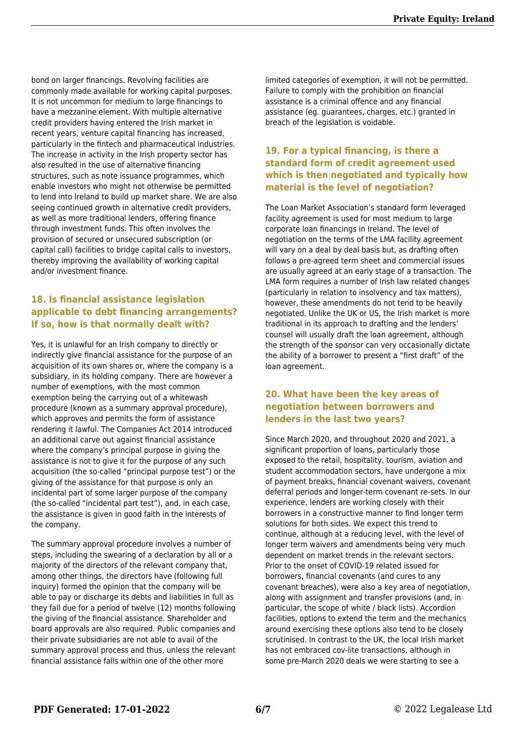bond on larger financings. Revolving facilities are commonly made available for working capital purposes. It is not uncommon for medium to large financings to have a mezzanine element. With multiple alternative credit providers having entered the Irish market in recent years, venture capital financing has increased, particularly in the fintech and pharmaceutical industries. The increase in activity in the Irish property sector has also resulted in the use of alternative financing structures, such as note issuance programmes, which enable investors who might not otherwise be permitted to lend into Ireland to build up market share. We are also seeing continued growth in alternative credit providers, as well as more traditional lenders, offering finance through investment funds. This often involves the provision of secured or unsecured subscription (or capital call) facilities to bridge capital calls to investors, thereby improving the availability of working capital and/or investment finance.

## 18. Is financial assistance legislation applicable to debt financing arrangements? If so, how is that normally dealt with?

Yes, it is unlawful for an Irish company to directly or indirectly give financial assistance for the purpose of an acquisition of its own shares or, where the company is a subsidiary, in its holding company. There are however a number of exemptions, with the most common exemption being the carrying out of a whitewash procedure (known as a summary approval procedure), which approves and permits the form of assistance rendering it lawful. The Companies Act 2014 introduced an additional carve out against financial assistance where the company's principal purpose in giving the assistance is not to give it for the purpose of any such acquisition (the so-called "principal purpose test") or the giving of the assistance for that purpose is only an incidental part of some larger purpose of the company (the so-called "incidental part test"), and, in each case, the assistance is given in good faith in the interests of the company.

The summary approval procedure involves a number of steps, including the swearing of a declaration by all or a majority of the directors of the relevant company that, among other things, the directors have (following full inquiry) formed the opinion that the company will be able to pay or discharge its debts and liabilities in full as they fall due for a period of twelve (12) months following the giving of the financial assistance. Shareholder and board approvals are also required. Public companies and their private subsidiaries are not able to avail of the summary approval process and thus, unless the relevant financial assistance falls within one of the other more limited categories of exemption, it will not be permitted. Failure to comply with the prohibition on financial assistance is a criminal offence and any financial assistance (eg. guarantees, charges, etc.) granted in breach of the legislation is voidable.

## 19. For a typical financing, is there a standard form of credit agreement used which is then negotiated and typically how material is the level of negotiation?

The Loan Market Association's standard form leveraged facility agreement is used for most medium to large corporate loan financings in Ireland. The level of negotiation on the terms of the LMA facility agreement will vary on a deal by deal basis but, as drafting often follows a pre-agreed term sheet and commercial issues are usually agreed at an early stage of a transaction. The LMA form requires a number of Irish law related changes (particularly in relation to insolvency and tax matters), however, these amendments do not tend to be heavily negotiated. Unlike the UK or US, the Irish market is more traditional in its approach to drafting and the lenders' counsel will usually draft the loan agreement, although the strength of the sponsor can very occasionally dictate the ability of a borrower to present a "first draft" of the loan agreement.

## 20. What have been the key areas of negotiation between borrowers and lenders in the last two years?

Since March 2020, and throughout 2020 and 2021, a significant proportion of loans, particularly those exposed to the retail, hospitality, tourism, aviation and student accommodation sectors, have undergone a mix of payment breaks, financial covenant waivers, covenant deferral periods and longer-term covenant re-sets. In our experience, lenders are working closely with their borrowers in a constructive manner to find longer term solutions for both sides. We expect this trend to continue, although at a reducing level, with the level of longer term waivers and amendments being very much dependent on market trends in the relevant sectors. Prior to the onset of COVID-19 related issued for borrowers, financial covenants (and cures to any covenant breaches), were also a key area of negotiation, along with assignment and transfer provisions (and, in particular, the scope of white / black lists). Accordion facilities, options to extend the term and the mechanics around exercising these options also tend to be closely scrutinised. In contrast to the UK, the local Irish market has not embraced cov-lite transactions, although in some pre-March 2020 deals we were starting to see a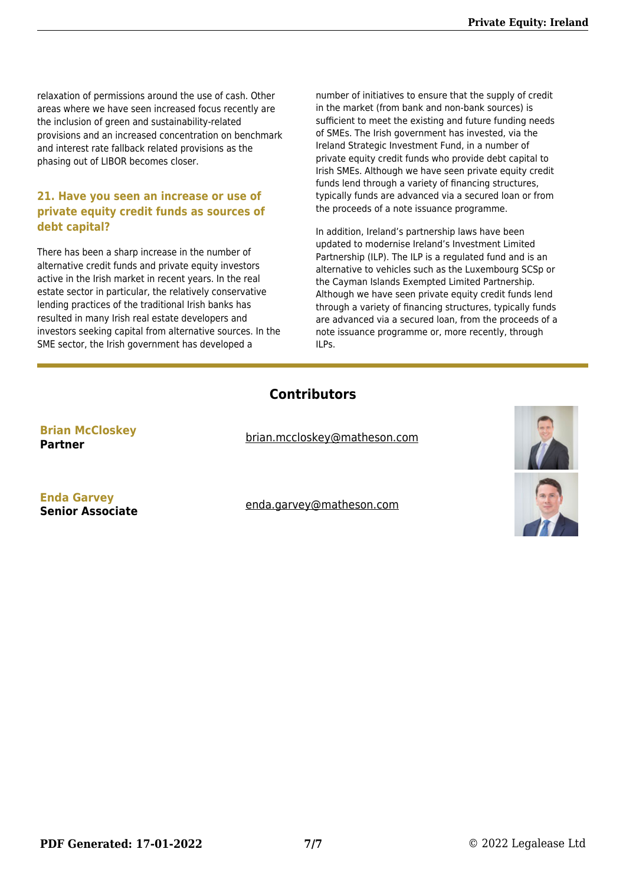relaxation of permissions around the use of cash. Other areas where we have seen increased focus recently are the inclusion of green and sustainability-related provisions and an increased concentration on benchmark and interest rate fallback related provisions as the phasing out of LIBOR becomes closer.

### 21. Have you seen an increase or use of private equity credit funds as sources of debt capital?

There has been a sharp increase in the number of alternative credit funds and private equity investors active in the Irish market in recent years. In the real estate sector in particular, the relatively conservative lending practices of the traditional Irish banks has resulted in many Irish real estate developers and investors seeking capital from alternative sources. In the SME sector, the Irish government has developed a number of initiatives to ensure that the supply of credit in the market (from bank and non-bank sources) is sufficient to meet the existing and future funding needs of SMEs. The Irish government has invested, via the Ireland Strategic Investment Fund, in a number of private equity credit funds who provide debt capital to Irish SMEs. Although we have seen private equity credit funds lend through a variety of financing structures, typically funds are advanced via a secured loan or from the proceeds of a note issuance programme.

In addition, Ireland's partnership laws have been updated to modernise Ireland's Investment Limited Partnership (ILP). The ILP is a regulated fund and is an alternative to vehicles such as the Luxembourg SCSp or the Cayman Islands Exempted Limited Partnership. Although we have seen private equity credit funds lend through a variety of financing structures, typically funds are advanced via a secured loan, from the proceeds of a note issuance programme or, more recently, through ILPs.

## Contributors

**Brian McCloskey**
**Partner**

brian.mccloskey@matheson.com

**Enda Garvey**
**Senior Associate**

enda.garvey@matheson.com